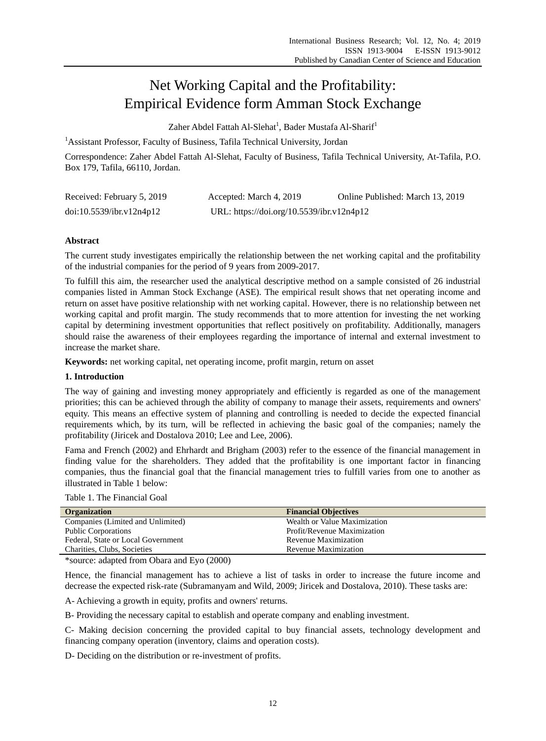# Net Working Capital and the Profitability: Empirical Evidence form Amman Stock Exchange

Zaher Abdel Fattah Al-Slehat[1], Bader Mustafa Al-Sharif[1]

[1]Assistant Professor, Faculty of Business, Tafila Technical University, Jordan

Correspondence: Zaher Abdel Fattah Al-Slehat, Faculty of Business, Tafila Technical University, At-Tafila, P.O. Box 179, Tafila, 66110, Jordan.

Received: February 5, 2019 Accepted: March 4, 2019 Online Published: March 13, 2019

doi:10.5539/ibr.v12n4p12 URL: https://doi.org/10.5539/ibr.v12n4p12

**Abstract**

The current study investigates empirically the relationship between the net working capital and the profitability of the industrial companies for the period of 9 years from 2009-2017.

To fulfill this aim, the researcher used the analytical descriptive method on a sample consisted of 26 industrial companies listed in Amman Stock Exchange (ASE). The empirical result shows that net operating income and return on asset have positive relationship with net working capital. However, there is no relationship between net working capital and profit margin. The study recommends that to more attention for investing the net working capital by determining investment opportunities that reflect positively on profitability. Additionally, managers should raise the awareness of their employees regarding the importance of internal and external investment to increase the market share.

**Keywords:** net working capital, net operating income, profit margin, return on asset

## 1. Introduction

The way of gaining and investing money appropriately and efficiently is regarded as one of the management priorities; this can be achieved through the ability of company to manage their assets, requirements and owners' equity. This means an effective system of planning and controlling is needed to decide the expected financial requirements which, by its turn, will be reflected in achieving the basic goal of the companies; namely the profitability (Jiricek and Dostalova 2010; Lee and Lee, 2006).

Fama and French (2002) and Ehrhardt and Brigham (2003) refer to the essence of the financial management in finding value for the shareholders. They added that the profitability is one important factor in financing companies, thus the financial goal that the financial management tries to fulfill varies from one to another as illustrated in Table 1 below:

Table 1. The Financial Goal

| Organization | Financial Objectives |
|---|---|
| Companies (Limited and Unlimited) | Wealth or Value Maximization |
| Public Corporations | Profit/Revenue Maximization |
| Federal, State or Local Government | Revenue Maximization |
| Charities, Clubs, Societies | Revenue Maximization |

*source: adapted from Obara and Eyo (2000)

Hence, the financial management has to achieve a list of tasks in order to increase the future income and decrease the expected risk-rate (Subramanyam and Wild, 2009; Jiricek and Dostalova, 2010). These tasks are:

A- Achieving a growth in equity, profits and owners' returns.

B- Providing the necessary capital to establish and operate company and enabling investment.

C- Making decision concerning the provided capital to buy financial assets, technology development and financing company operation (inventory, claims and operation costs).

D- Deciding on the distribution or re-investment of profits.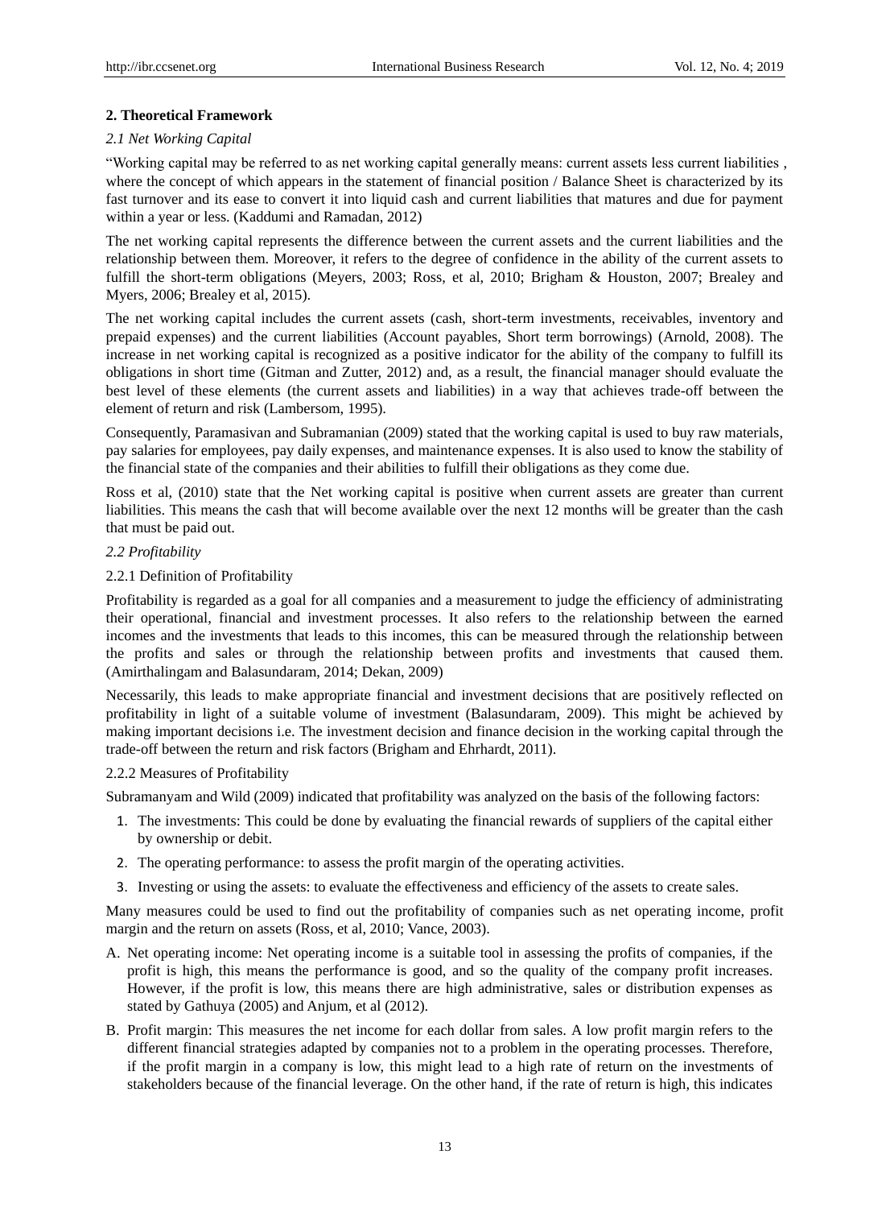## 2. Theoretical Framework

### *2.1 Net Working Capital*

"Working capital may be referred to as net working capital generally means: current assets less current liabilities , where the concept of which appears in the statement of financial position / Balance Sheet is characterized by its fast turnover and its ease to convert it into liquid cash and current liabilities that matures and due for payment within a year or less. (Kaddumi and Ramadan, 2012)

The net working capital represents the difference between the current assets and the current liabilities and the relationship between them. Moreover, it refers to the degree of confidence in the ability of the current assets to fulfill the short-term obligations (Meyers, 2003; Ross, et al, 2010; Brigham & Houston, 2007; Brealey and Myers, 2006; Brealey et al, 2015).

The net working capital includes the current assets (cash, short-term investments, receivables, inventory and prepaid expenses) and the current liabilities (Account payables, Short term borrowings) (Arnold, 2008). The increase in net working capital is recognized as a positive indicator for the ability of the company to fulfill its obligations in short time (Gitman and Zutter, 2012) and, as a result, the financial manager should evaluate the best level of these elements (the current assets and liabilities) in a way that achieves trade-off between the element of return and risk (Lambersom, 1995).

Consequently, Paramasivan and Subramanian (2009) stated that the working capital is used to buy raw materials, pay salaries for employees, pay daily expenses, and maintenance expenses. It is also used to know the stability of the financial state of the companies and their abilities to fulfill their obligations as they come due.

Ross et al, (2010) state that the Net working capital is positive when current assets are greater than current liabilities. This means the cash that will become available over the next 12 months will be greater than the cash that must be paid out.

### *2.2 Profitability*

#### 2.2.1 Definition of Profitability

Profitability is regarded as a goal for all companies and a measurement to judge the efficiency of administrating their operational, financial and investment processes. It also refers to the relationship between the earned incomes and the investments that leads to this incomes, this can be measured through the relationship between the profits and sales or through the relationship between profits and investments that caused them. (Amirthalingam and Balasundaram, 2014; Dekan, 2009)

Necessarily, this leads to make appropriate financial and investment decisions that are positively reflected on profitability in light of a suitable volume of investment (Balasundaram, 2009). This might be achieved by making important decisions i.e. The investment decision and finance decision in the working capital through the trade-off between the return and risk factors (Brigham and Ehrhardt, 2011).

#### 2.2.2 Measures of Profitability

Subramanyam and Wild (2009) indicated that profitability was analyzed on the basis of the following factors:

1. The investments: This could be done by evaluating the financial rewards of suppliers of the capital either by ownership or debit.
2. The operating performance: to assess the profit margin of the operating activities.
3. Investing or using the assets: to evaluate the effectiveness and efficiency of the assets to create sales.

Many measures could be used to find out the profitability of companies such as net operating income, profit margin and the return on assets (Ross, et al, 2010; Vance, 2003).

A. Net operating income: Net operating income is a suitable tool in assessing the profits of companies, if the profit is high, this means the performance is good, and so the quality of the company profit increases. However, if the profit is low, this means there are high administrative, sales or distribution expenses as stated by Gathuya (2005) and Anjum, et al (2012).

B. Profit margin: This measures the net income for each dollar from sales. A low profit margin refers to the different financial strategies adapted by companies not to a problem in the operating processes. Therefore, if the profit margin in a company is low, this might lead to a high rate of return on the investments of stakeholders because of the financial leverage. On the other hand, if the rate of return is high, this indicates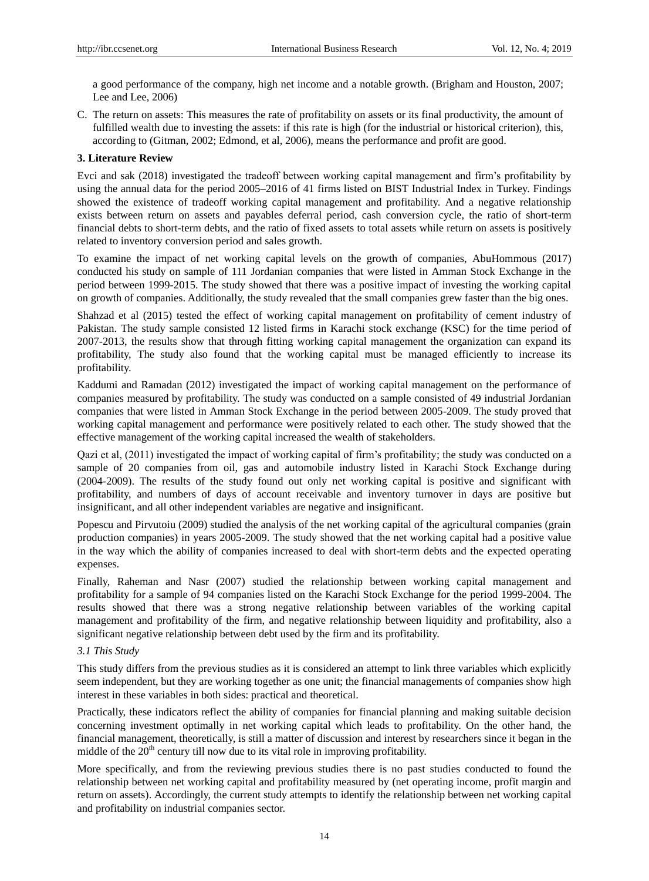a good performance of the company, high net income and a notable growth. (Brigham and Houston, 2007; Lee and Lee, 2006)

C. The return on assets: This measures the rate of profitability on assets or its final productivity, the amount of fulfilled wealth due to investing the assets: if this rate is high (for the industrial or historical criterion), this, according to (Gitman, 2002; Edmond, et al, 2006), means the performance and profit are good.

## 3. Literature Review

Evci and sak (2018) investigated the tradeoff between working capital management and firm's profitability by using the annual data for the period 2005–2016 of 41 firms listed on BIST Industrial Index in Turkey. Findings showed the existence of tradeoff working capital management and profitability. And a negative relationship exists between return on assets and payables deferral period, cash conversion cycle, the ratio of short-term financial debts to short-term debts, and the ratio of fixed assets to total assets while return on assets is positively related to inventory conversion period and sales growth.

To examine the impact of net working capital levels on the growth of companies, AbuHommous (2017) conducted his study on sample of 111 Jordanian companies that were listed in Amman Stock Exchange in the period between 1999-2015. The study showed that there was a positive impact of investing the working capital on growth of companies. Additionally, the study revealed that the small companies grew faster than the big ones.

Shahzad et al (2015) tested the effect of working capital management on profitability of cement industry of Pakistan. The study sample consisted 12 listed firms in Karachi stock exchange (KSC) for the time period of 2007-2013, the results show that through fitting working capital management the organization can expand its profitability, The study also found that the working capital must be managed efficiently to increase its profitability.

Kaddumi and Ramadan (2012) investigated the impact of working capital management on the performance of companies measured by profitability. The study was conducted on a sample consisted of 49 industrial Jordanian companies that were listed in Amman Stock Exchange in the period between 2005-2009. The study proved that working capital management and performance were positively related to each other. The study showed that the effective management of the working capital increased the wealth of stakeholders.

Qazi et al, (2011) investigated the impact of working capital of firm's profitability; the study was conducted on a sample of 20 companies from oil, gas and automobile industry listed in Karachi Stock Exchange during (2004-2009). The results of the study found out only net working capital is positive and significant with profitability, and numbers of days of account receivable and inventory turnover in days are positive but insignificant, and all other independent variables are negative and insignificant.

Popescu and Pirvutoiu (2009) studied the analysis of the net working capital of the agricultural companies (grain production companies) in years 2005-2009. The study showed that the net working capital had a positive value in the way which the ability of companies increased to deal with short-term debts and the expected operating expenses.

Finally, Raheman and Nasr (2007) studied the relationship between working capital management and profitability for a sample of 94 companies listed on the Karachi Stock Exchange for the period 1999-2004. The results showed that there was a strong negative relationship between variables of the working capital management and profitability of the firm, and negative relationship between liquidity and profitability, also a significant negative relationship between debt used by the firm and its profitability.

### *3.1 This Study*

This study differs from the previous studies as it is considered an attempt to link three variables which explicitly seem independent, but they are working together as one unit; the financial managements of companies show high interest in these variables in both sides: practical and theoretical.

Practically, these indicators reflect the ability of companies for financial planning and making suitable decision concerning investment optimally in net working capital which leads to profitability. On the other hand, the financial management, theoretically, is still a matter of discussion and interest by researchers since it began in the middle of the 20th century till now due to its vital role in improving profitability.

More specifically, and from the reviewing previous studies there is no past studies conducted to found the relationship between net working capital and profitability measured by (net operating income, profit margin and return on assets). Accordingly, the current study attempts to identify the relationship between net working capital and profitability on industrial companies sector.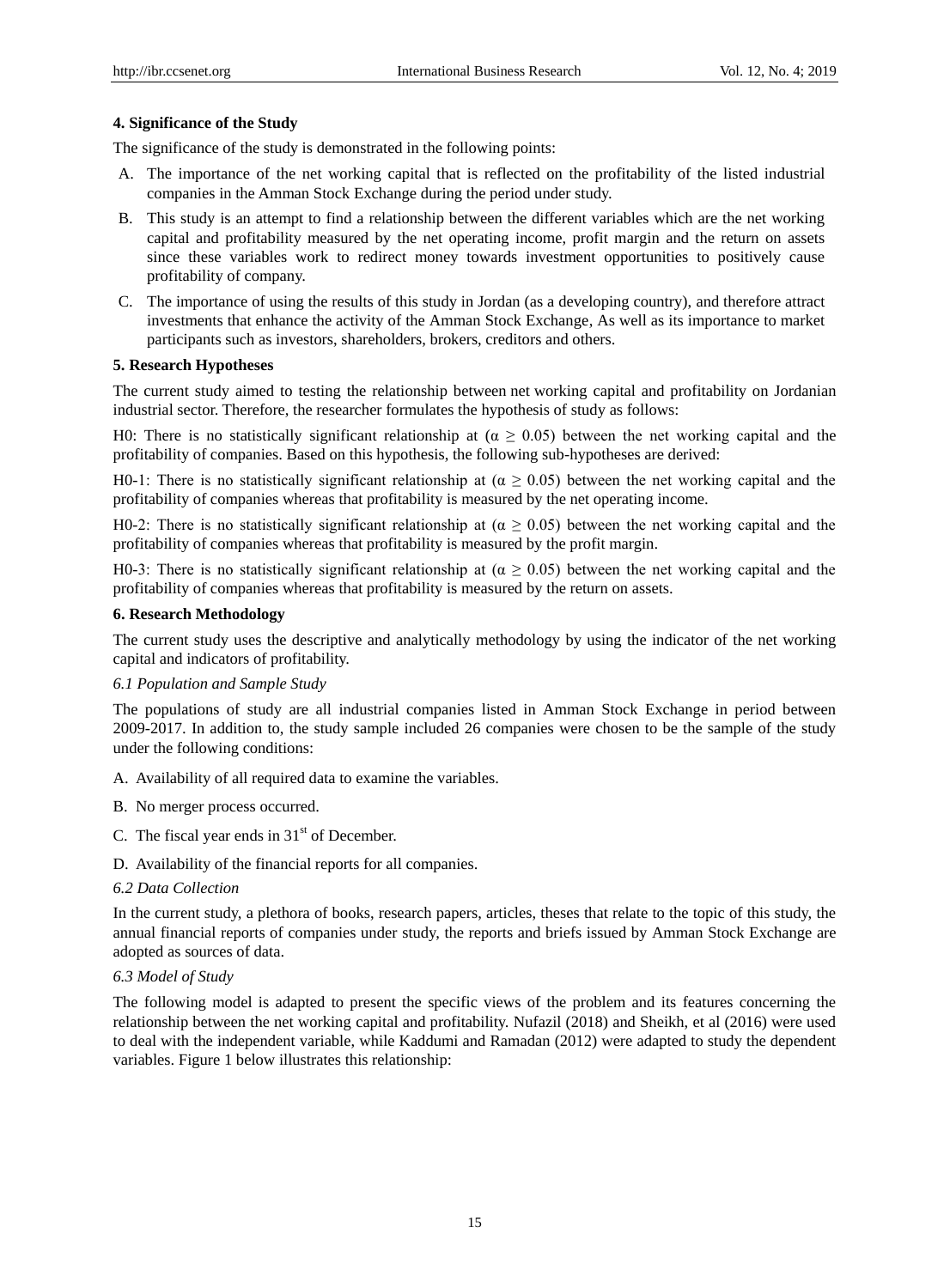## 4. Significance of the Study

The significance of the study is demonstrated in the following points:

A. The importance of the net working capital that is reflected on the profitability of the listed industrial companies in the Amman Stock Exchange during the period under study.

B. This study is an attempt to find a relationship between the different variables which are the net working capital and profitability measured by the net operating income, profit margin and the return on assets since these variables work to redirect money towards investment opportunities to positively cause profitability of company.

C. The importance of using the results of this study in Jordan (as a developing country), and therefore attract investments that enhance the activity of the Amman Stock Exchange, As well as its importance to market participants such as investors, shareholders, brokers, creditors and others.

## 5. Research Hypotheses

The current study aimed to testing the relationship between net working capital and profitability on Jordanian industrial sector. Therefore, the researcher formulates the hypothesis of study as follows:

H0: There is no statistically significant relationship at ($\alpha \geq 0.05$) between the net working capital and the profitability of companies. Based on this hypothesis, the following sub-hypotheses are derived:

H0-1: There is no statistically significant relationship at ($\alpha \geq 0.05$) between the net working capital and the profitability of companies whereas that profitability is measured by the net operating income.

H0-2: There is no statistically significant relationship at ($\alpha \geq 0.05$) between the net working capital and the profitability of companies whereas that profitability is measured by the profit margin.

H0-3: There is no statistically significant relationship at ($\alpha \geq 0.05$) between the net working capital and the profitability of companies whereas that profitability is measured by the return on assets.

## 6. Research Methodology

The current study uses the descriptive and analytically methodology by using the indicator of the net working capital and indicators of profitability.

### *6.1 Population and Sample Study*

The populations of study are all industrial companies listed in Amman Stock Exchange in period between 2009-2017. In addition to, the study sample included 26 companies were chosen to be the sample of the study under the following conditions:

A. Availability of all required data to examine the variables.

B. No merger process occurred.

C. The fiscal year ends in 31st of December.

D. Availability of the financial reports for all companies.

### *6.2 Data Collection*

In the current study, a plethora of books, research papers, articles, theses that relate to the topic of this study, the annual financial reports of companies under study, the reports and briefs issued by Amman Stock Exchange are adopted as sources of data.

### *6.3 Model of Study*

The following model is adapted to present the specific views of the problem and its features concerning the relationship between the net working capital and profitability. Nufazil (2018) and Sheikh, et al (2016) were used to deal with the independent variable, while Kaddumi and Ramadan (2012) were adapted to study the dependent variables. Figure 1 below illustrates this relationship: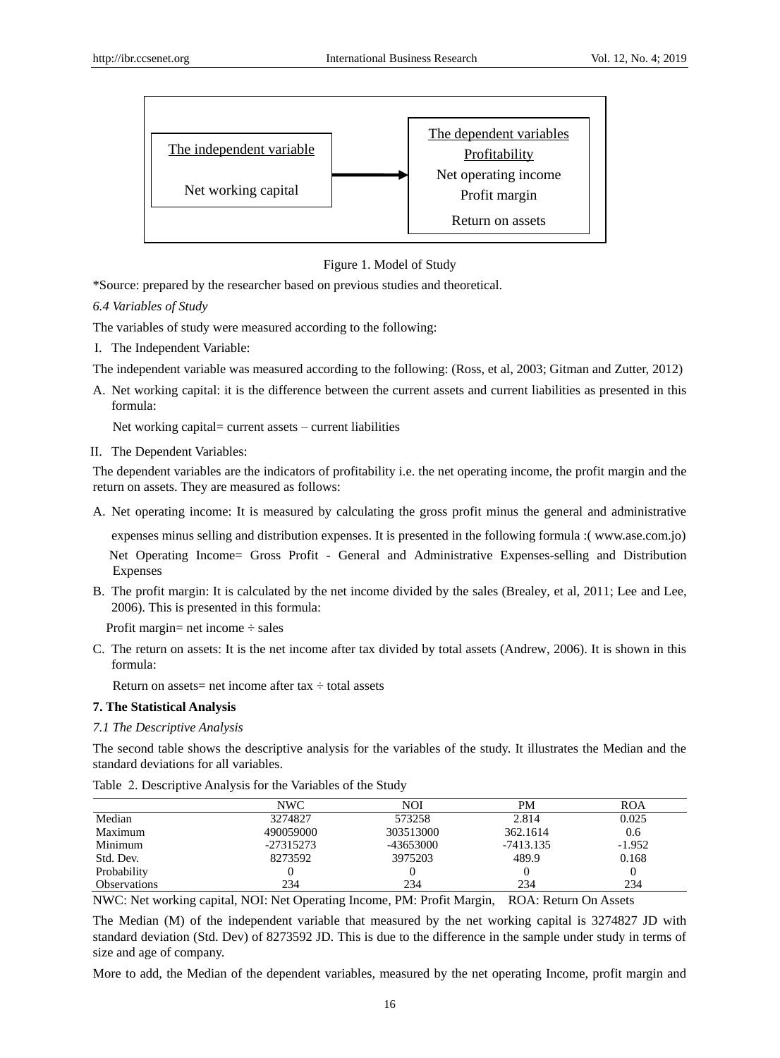The independent variable

Net working capital

→

The dependent variables

Profitability

Net operating income

Profit margin

Return on assets

Figure 1. Model of Study

*Source: prepared by the researcher based on previous studies and theoretical.

*6.4 Variables of Study*

The variables of study were measured according to the following:

I. The Independent Variable:

The independent variable was measured according to the following: (Ross, et al, 2003; Gitman and Zutter, 2012)

A. Net working capital: it is the difference between the current assets and current liabilities as presented in this formula:

Net working capital= current assets – current liabilities

II. The Dependent Variables:

The dependent variables are the indicators of profitability i.e. the net operating income, the profit margin and the return on assets. They are measured as follows:

A. Net operating income: It is measured by calculating the gross profit minus the general and administrative expenses minus selling and distribution expenses. It is presented in the following formula :( www.ase.com.jo)

Net Operating Income= Gross Profit - General and Administrative Expenses-selling and Distribution Expenses

B. The profit margin: It is calculated by the net income divided by the sales (Brealey, et al, 2011; Lee and Lee, 2006). This is presented in this formula:

Profit margin= net income ÷ sales

C. The return on assets: It is the net income after tax divided by total assets (Andrew, 2006). It is shown in this formula:

Return on assets= net income after tax ÷ total assets

## 7. The Statistical Analysis

*7.1 The Descriptive Analysis*

The second table shows the descriptive analysis for the variables of the study. It illustrates the Median and the standard deviations for all variables.

Table 2. Descriptive Analysis for the Variables of the Study

| | NWC | NOI | PM | ROA |
|---|---|---|---|---|
| Median | 3274827 | 573258 | 2.814 | 0.025 |
| Maximum | 490059000 | 303513000 | 362.1614 | 0.6 |
| Minimum | -27315273 | -43653000 | -7413.135 | -1.952 |
| Std. Dev. | 8273592 | 3975203 | 489.9 | 0.168 |
| Probability | 0 | 0 | 0 | 0 |
| Observations | 234 | 234 | 234 | 234 |

NWC: Net working capital, NOI: Net Operating Income, PM: Profit Margin, ROA: Return On Assets

The Median (M) of the independent variable that measured by the net working capital is 3274827 JD with standard deviation (Std. Dev) of 8273592 JD. This is due to the difference in the sample under study in terms of size and age of company.

More to add, the Median of the dependent variables, measured by the net operating Income, profit margin and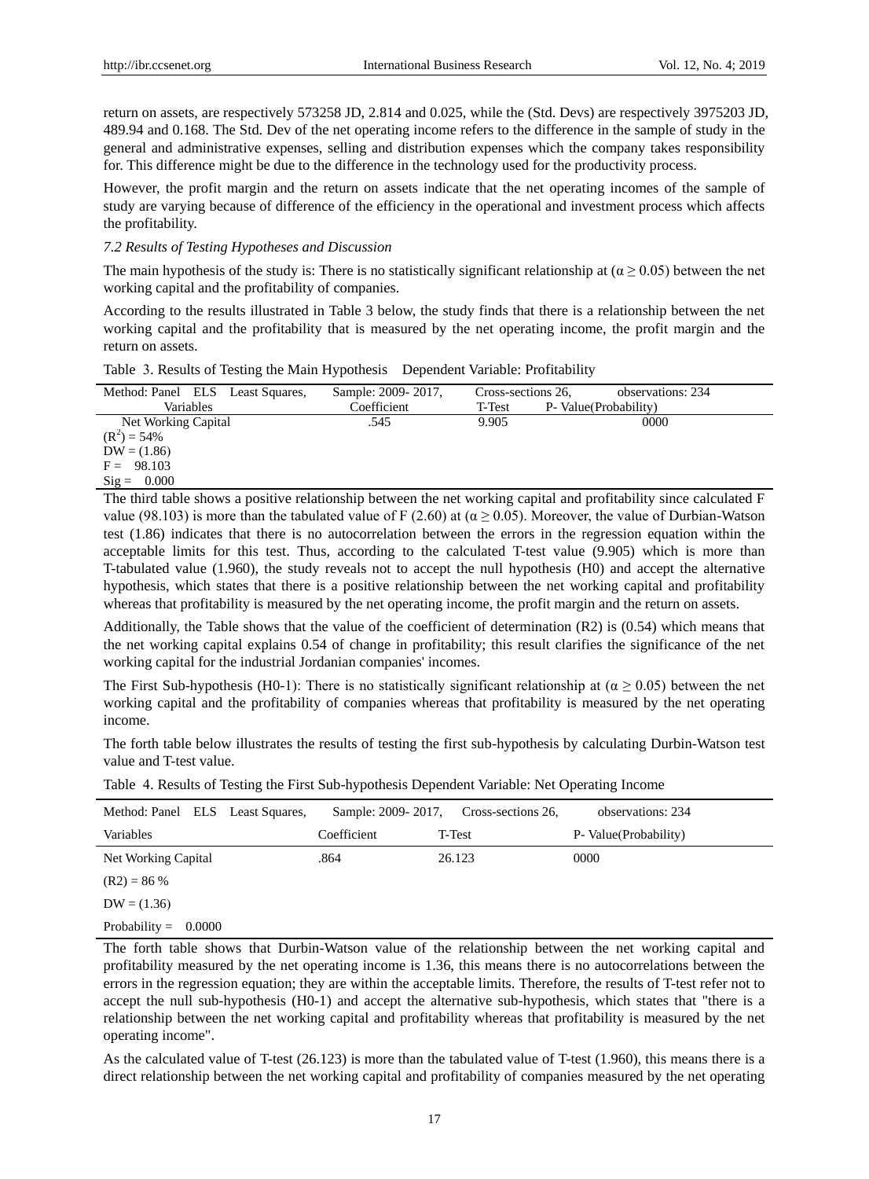return on assets, are respectively 573258 JD, 2.814 and 0.025, while the (Std. Devs) are respectively 3975203 JD, 489.94 and 0.168. The Std. Dev of the net operating income refers to the difference in the sample of study in the general and administrative expenses, selling and distribution expenses which the company takes responsibility for. This difference might be due to the difference in the technology used for the productivity process.

However, the profit margin and the return on assets indicate that the net operating incomes of the sample of study are varying because of difference of the efficiency in the operational and investment process which affects the profitability.

*7.2 Results of Testing Hypotheses and Discussion*

The main hypothesis of the study is: There is no statistically significant relationship at ($\alpha \geq 0.05$) between the net working capital and the profitability of companies.

According to the results illustrated in Table 3 below, the study finds that there is a relationship between the net working capital and the profitability that is measured by the net operating income, the profit margin and the return on assets.

Table 3. Results of Testing the Main Hypothesis Dependent Variable: Profitability

| Method: Panel ELS Least Squares, | Sample: 2009- 2017, | Cross-sections 26, | observations: 234 |
|---|---|---|---|
| Variables | Coefficient | T-Test | P- Value(Probability) |
| Net Working Capital | .545 | 9.905 | 0000 |
| $(R^2) = 54\%$ | | | |
| DW = (1.86) | | | |
| F = 98.103 | | | |
| Sig = 0.000 | | | |

The third table shows a positive relationship between the net working capital and profitability since calculated F value (98.103) is more than the tabulated value of F (2.60) at ($\alpha \geq 0.05$). Moreover, the value of Durbian-Watson test (1.86) indicates that there is no autocorrelation between the errors in the regression equation within the acceptable limits for this test. Thus, according to the calculated T-test value (9.905) which is more than T-tabulated value (1.960), the study reveals not to accept the null hypothesis (H0) and accept the alternative hypothesis, which states that there is a positive relationship between the net working capital and profitability whereas that profitability is measured by the net operating income, the profit margin and the return on assets.

Additionally, the Table shows that the value of the coefficient of determination (R2) is (0.54) which means that the net working capital explains 0.54 of change in profitability; this result clarifies the significance of the net working capital for the industrial Jordanian companies' incomes.

The First Sub-hypothesis (H0-1): There is no statistically significant relationship at ($\alpha \geq 0.05$) between the net working capital and the profitability of companies whereas that profitability is measured by the net operating income.

The forth table below illustrates the results of testing the first sub-hypothesis by calculating Durbin-Watson test value and T-test value.

Table 4. Results of Testing the First Sub-hypothesis Dependent Variable: Net Operating Income

| Method: Panel ELS Least Squares, | Sample: 2009- 2017, | Cross-sections 26, | observations: 234 |
|---|---|---|---|
| Variables | Coefficient | T-Test | P- Value(Probability) |
| Net Working Capital | .864 | 26.123 | 0000 |
| (R2) = 86 % | | | |
| DW = (1.36) | | | |
| Probability = 0.0000 | | | |

The forth table shows that Durbin-Watson value of the relationship between the net working capital and profitability measured by the net operating income is 1.36, this means there is no autocorrelations between the errors in the regression equation; they are within the acceptable limits. Therefore, the results of T-test refer not to accept the null sub-hypothesis (H0-1) and accept the alternative sub-hypothesis, which states that "there is a relationship between the net working capital and profitability whereas that profitability is measured by the net operating income".

As the calculated value of T-test (26.123) is more than the tabulated value of T-test (1.960), this means there is a direct relationship between the net working capital and profitability of companies measured by the net operating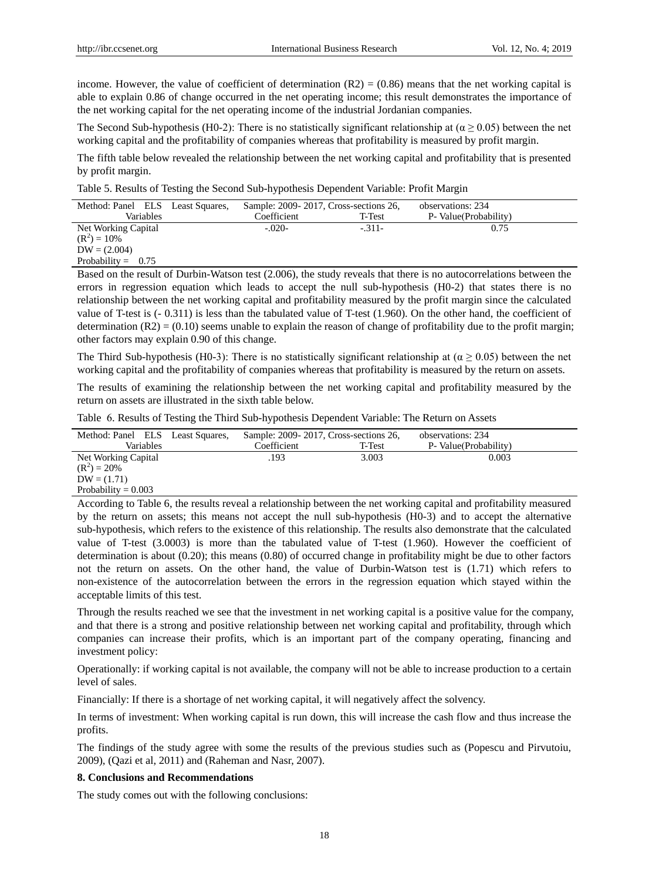income. However, the value of coefficient of determination (R2) = (0.86) means that the net working capital is able to explain 0.86 of change occurred in the net operating income; this result demonstrates the importance of the net working capital for the net operating income of the industrial Jordanian companies.

The Second Sub-hypothesis (H0-2): There is no statistically significant relationship at ($\alpha \geq 0.05$) between the net working capital and the profitability of companies whereas that profitability is measured by profit margin.

The fifth table below revealed the relationship between the net working capital and profitability that is presented by profit margin.

Table 5. Results of Testing the Second Sub-hypothesis Dependent Variable: Profit Margin

| Method: Panel ELS Least Squares, | Sample: 2009- 2017, Cross-sections 26, | | observations: 234 |
|---|---|---|---|
| Variables | Coefficient | T-Test | P- Value(Probability) |
| Net Working Capital | -.020- | -.311- | 0.75 |
| $(R^2) = 10\%$ | | | |
| DW = (2.004) | | | |
| Probability = 0.75 | | | |

Based on the result of Durbin-Watson test (2.006), the study reveals that there is no autocorrelations between the errors in regression equation which leads to accept the null sub-hypothesis (H0-2) that states there is no relationship between the net working capital and profitability measured by the profit margin since the calculated value of T-test is (- 0.311) is less than the tabulated value of T-test (1.960). On the other hand, the coefficient of determination (R2) = (0.10) seems unable to explain the reason of change of profitability due to the profit margin; other factors may explain 0.90 of this change.

The Third Sub-hypothesis (H0-3): There is no statistically significant relationship at ($\alpha \geq 0.05$) between the net working capital and the profitability of companies whereas that profitability is measured by the return on assets.

The results of examining the relationship between the net working capital and profitability measured by the return on assets are illustrated in the sixth table below.

Table 6. Results of Testing the Third Sub-hypothesis Dependent Variable: The Return on Assets

| Method: Panel ELS Least Squares, | Sample: 2009- 2017, Cross-sections 26, | | observations: 234 |
|---|---|---|---|
| Variables | Coefficient | T-Test | P- Value(Probability) |
| Net Working Capital | .193 | 3.003 | 0.003 |
| $(R^2) = 20\%$ | | | |
| DW = (1.71) | | | |
| Probability = 0.003 | | | |

According to Table 6, the results reveal a relationship between the net working capital and profitability measured by the return on assets; this means not accept the null sub-hypothesis (H0-3) and to accept the alternative sub-hypothesis, which refers to the existence of this relationship. The results also demonstrate that the calculated value of T-test (3.0003) is more than the tabulated value of T-test (1.960). However the coefficient of determination is about (0.20); this means (0.80) of occurred change in profitability might be due to other factors not the return on assets. On the other hand, the value of Durbin-Watson test is (1.71) which refers to non-existence of the autocorrelation between the errors in the regression equation which stayed within the acceptable limits of this test.

Through the results reached we see that the investment in net working capital is a positive value for the company, and that there is a strong and positive relationship between net working capital and profitability, through which companies can increase their profits, which is an important part of the company operating, financing and investment policy:

Operationally: if working capital is not available, the company will not be able to increase production to a certain level of sales.

Financially: If there is a shortage of net working capital, it will negatively affect the solvency.

In terms of investment: When working capital is run down, this will increase the cash flow and thus increase the profits.

The findings of the study agree with some the results of the previous studies such as (Popescu and Pirvutoiu, 2009), (Qazi et al, 2011) and (Raheman and Nasr, 2007).

## 8. Conclusions and Recommendations

The study comes out with the following conclusions: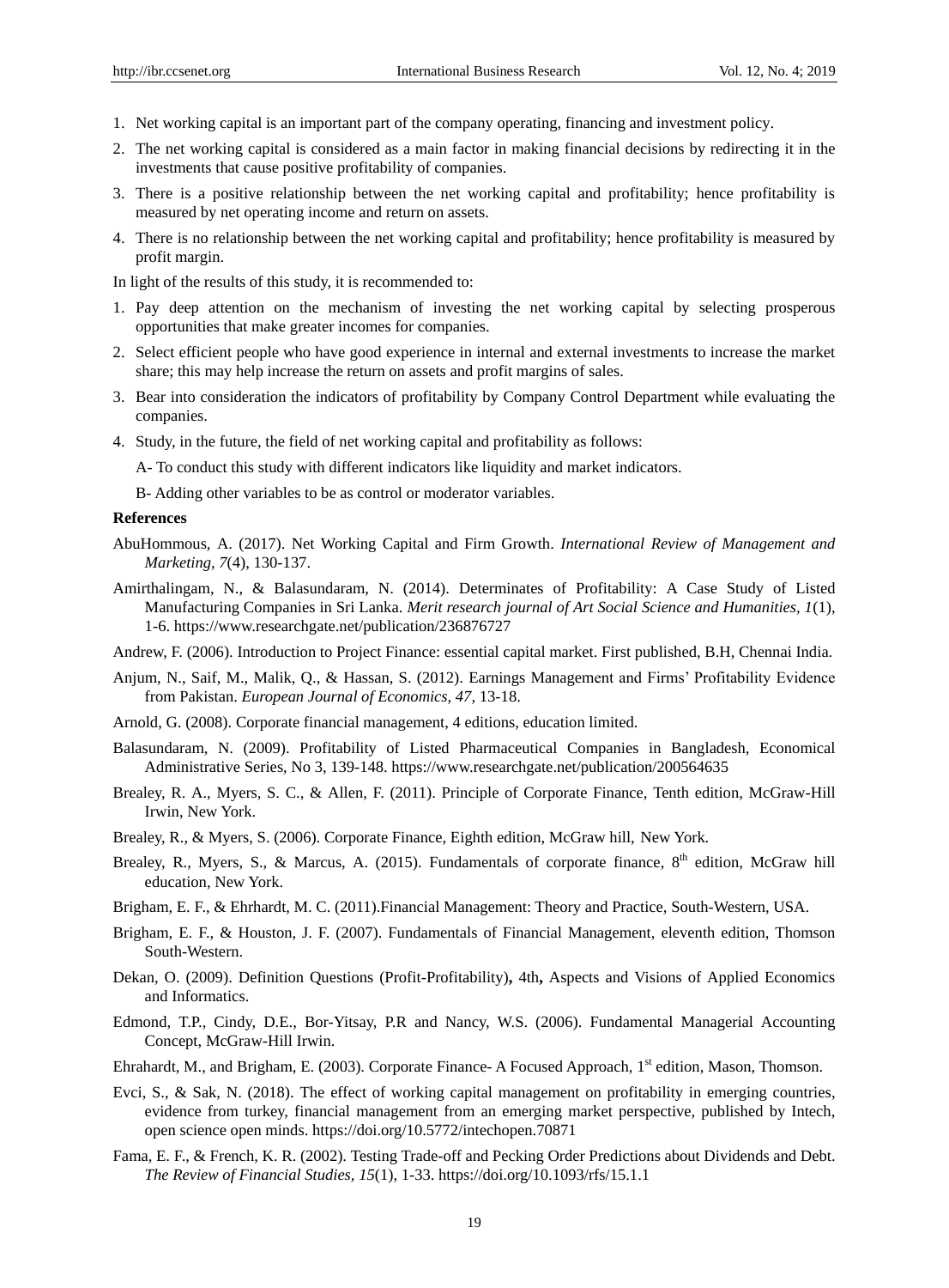1. Net working capital is an important part of the company operating, financing and investment policy.
2. The net working capital is considered as a main factor in making financial decisions by redirecting it in the investments that cause positive profitability of companies.
3. There is a positive relationship between the net working capital and profitability; hence profitability is measured by net operating income and return on assets.
4. There is no relationship between the net working capital and profitability; hence profitability is measured by profit margin.

In light of the results of this study, it is recommended to:

1. Pay deep attention on the mechanism of investing the net working capital by selecting prosperous opportunities that make greater incomes for companies.
2. Select efficient people who have good experience in internal and external investments to increase the market share; this may help increase the return on assets and profit margins of sales.
3. Bear into consideration the indicators of profitability by Company Control Department while evaluating the companies.
4. Study, in the future, the field of net working capital and profitability as follows:

   A- To conduct this study with different indicators like liquidity and market indicators.

   B- Adding other variables to be as control or moderator variables.

**References**

AbuHommous, A. (2017). Net Working Capital and Firm Growth. *International Review of Management and Marketing, 7*(4), 130-137.

Amirthalingam, N., & Balasundaram, N. (2014). Determinates of Profitability: A Case Study of Listed Manufacturing Companies in Sri Lanka. *Merit research journal of Art Social Science and Humanities, 1*(1), 1-6. https://www.researchgate.net/publication/236876727

Andrew, F. (2006). Introduction to Project Finance: essential capital market. First published, B.H, Chennai India.

Anjum, N., Saif, M., Malik, Q., & Hassan, S. (2012). Earnings Management and Firms' Profitability Evidence from Pakistan. *European Journal of Economics, 47,* 13-18.

Arnold, G. (2008). Corporate financial management, 4 editions, education limited.

Balasundaram, N. (2009). Profitability of Listed Pharmaceutical Companies in Bangladesh, Economical Administrative Series, No 3, 139-148. https://www.researchgate.net/publication/200564635

Brealey, R. A., Myers, S. C., & Allen, F. (2011). Principle of Corporate Finance, Tenth edition, McGraw-Hill Irwin, New York.

Brealey, R., & Myers, S. (2006). Corporate Finance, Eighth edition, McGraw hill, New York.

Brealey, R., Myers, S., & Marcus, A. (2015). Fundamentals of corporate finance, 8th edition, McGraw hill education, New York.

Brigham, E. F., & Ehrhardt, M. C. (2011).Financial Management: Theory and Practice, South-Western, USA.

Brigham, E. F., & Houston, J. F. (2007). Fundamentals of Financial Management, eleventh edition, Thomson South-Western.

Dekan, O. (2009). Definition Questions (Profit-Profitability)**,** 4th**,** Aspects and Visions of Applied Economics and Informatics.

Edmond, T.P., Cindy, D.E., Bor-Yitsay, P.R and Nancy, W.S. (2006). Fundamental Managerial Accounting Concept, McGraw-Hill Irwin.

Ehrahardt, M., and Brigham, E. (2003). Corporate Finance- A Focused Approach, 1st edition, Mason, Thomson.

Evci, S., & Sak, N. (2018). The effect of working capital management on profitability in emerging countries, evidence from turkey, financial management from an emerging market perspective, published by Intech, open science open minds. https://doi.org/10.5772/intechopen.70871

Fama, E. F., & French, K. R. (2002). Testing Trade-off and Pecking Order Predictions about Dividends and Debt. *The Review of Financial Studies, 15*(1), 1-33. https://doi.org/10.1093/rfs/15.1.1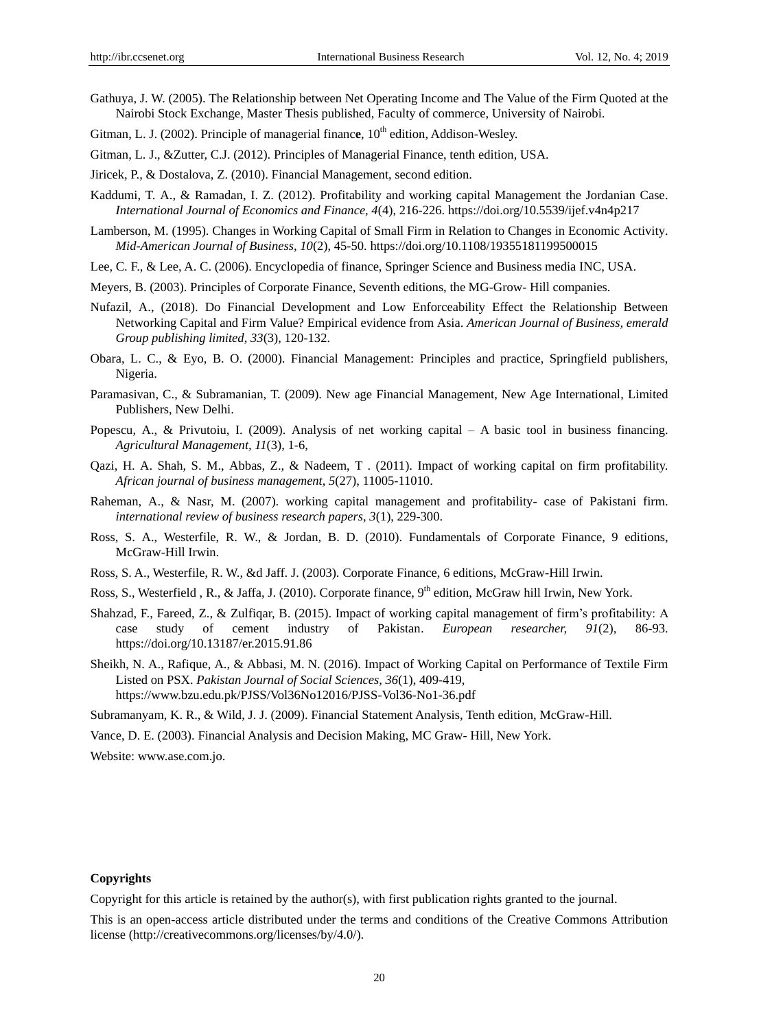Gathuya, J. W. (2005). The Relationship between Net Operating Income and The Value of the Firm Quoted at the Nairobi Stock Exchange, Master Thesis published, Faculty of commerce, University of Nairobi.

Gitman, L. J. (2002). Principle of managerial financ**e**, 10th edition, Addison-Wesley.

Gitman, L. J., &Zutter, C.J. (2012). Principles of Managerial Finance, tenth edition, USA.

Jiricek, P., & Dostalova, Z. (2010). Financial Management, second edition.

Kaddumi, T. A., & Ramadan, I. Z. (2012). Profitability and working capital Management the Jordanian Case. *International Journal of Economics and Finance, 4*(4), 216-226. https://doi.org/10.5539/ijef.v4n4p217

Lamberson, M. (1995). Changes in Working Capital of Small Firm in Relation to Changes in Economic Activity. *Mid-American Journal of Business, 10*(2), 45-50. https://doi.org/10.1108/19355181199500015

Lee, C. F., & Lee, A. C. (2006). Encyclopedia of finance, Springer Science and Business media INC, USA.

Meyers, B. (2003). Principles of Corporate Finance, Seventh editions, the MG-Grow- Hill companies.

Nufazil, A., (2018). Do Financial Development and Low Enforceability Effect the Relationship Between Networking Capital and Firm Value? Empirical evidence from Asia. *American Journal of Business, emerald Group publishing limited, 33*(3), 120-132.

Obara, L. C., & Eyo, B. O. (2000). Financial Management: Principles and practice, Springfield publishers, Nigeria.

Paramasivan, C., & Subramanian, T. (2009). New age Financial Management, New Age International, Limited Publishers, New Delhi.

Popescu, A., & Privutoiu, I. (2009). Analysis of net working capital – A basic tool in business financing. *Agricultural Management, 11*(3), 1-6,

Qazi, H. A. Shah, S. M., Abbas, Z., & Nadeem, T . (2011). Impact of working capital on firm profitability. *African journal of business management, 5*(27), 11005-11010.

Raheman, A., & Nasr, M. (2007). working capital management and profitability- case of Pakistani firm. *international review of business research papers, 3*(1), 229-300.

Ross, S. A., Westerfile, R. W., & Jordan, B. D. (2010). Fundamentals of Corporate Finance, 9 editions, McGraw-Hill Irwin.

Ross, S. A., Westerfile, R. W., &d Jaff. J. (2003). Corporate Finance, 6 editions, McGraw-Hill Irwin.

Ross, S., Westerfield , R., & Jaffa, J. (2010). Corporate finance, 9th edition, McGraw hill Irwin, New York.

Shahzad, F., Fareed, Z., & Zulfiqar, B. (2015). Impact of working capital management of firm's profitability: A case study of cement industry of Pakistan. *European researcher, 91*(2), 86-93. https://doi.org/10.13187/er.2015.91.86

Sheikh, N. A., Rafique, A., & Abbasi, M. N. (2016). Impact of Working Capital on Performance of Textile Firm Listed on PSX. *Pakistan Journal of Social Sciences, 36*(1), 409-419, https://www.bzu.edu.pk/PJSS/Vol36No12016/PJSS-Vol36-No1-36.pdf

Subramanyam, K. R., & Wild, J. J. (2009). Financial Statement Analysis, Tenth edition, McGraw-Hill.

Vance, D. E. (2003). Financial Analysis and Decision Making, MC Graw- Hill, New York.

Website: www.ase.com.jo.

**Copyrights**

Copyright for this article is retained by the author(s), with first publication rights granted to the journal.

This is an open-access article distributed under the terms and conditions of the Creative Commons Attribution license (http://creativecommons.org/licenses/by/4.0/).